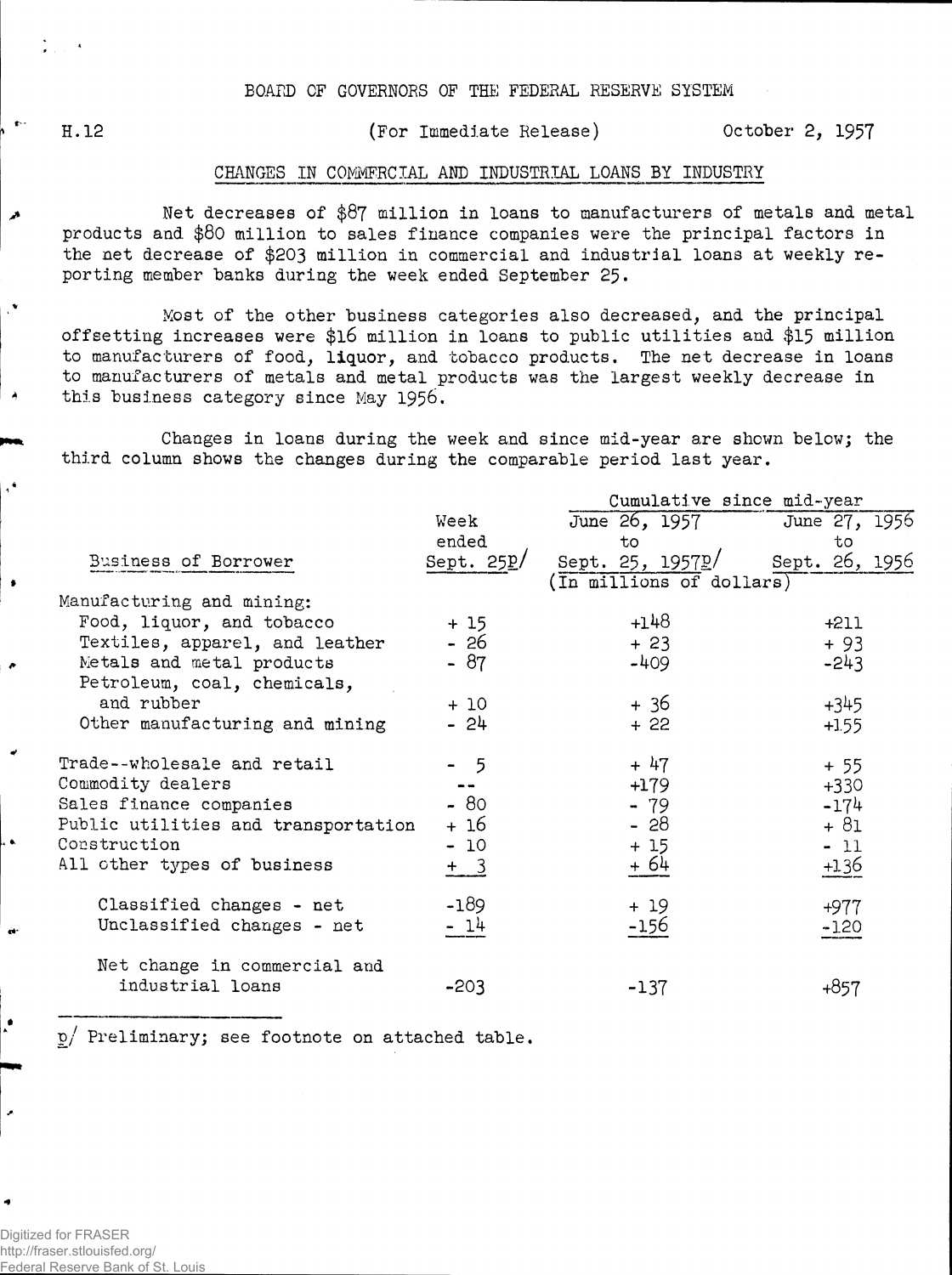BOARD OF GOVERNORS OF THE FEDERAL RESERVE SYSTEM

H.12 (For Immediate Release) October 2, 1957

## CHANGES IN COMMERCIAL AND INDUSTRIAL LOANS BY INDUSTRY

Net decreases of $87 million in loans to manufacturers of metals and metal products and $80 million to sales finance companies were the principal factors in the net decrease of $203 million in commercial and industrial loans at weekly reporting member banks during the week ended September 25.

Most of the other business categories also decreased, and the principal offsetting increases were $16 million in loans to public utilities and $15 million to manufacturers of food, liquor, and tobacco products. The net decrease in loans to manufacturers of metals and metal products was the largest weekly decrease in this business category since May 1956.

Changes in loans during the week and since mid-year are shown below; the third column shows the changes during the comparable period last year.

| Business of Borrower | Week ended Sept. 25p/ | Cumulative since mid-year: June 26, 1957 to Sept. 25, 1957p/ | Cumulative since mid-year: June 27, 1956 to Sept. 26, 1956 |
|---|---|---|---|
| | (In millions of dollars) | | |
| Manufacturing and mining: | | | |
| Food, liquor, and tobacco | + 15 | +148 | +211 |
| Textiles, apparel, and leather | - 26 | + 23 | + 93 |
| Metals and metal products | - 87 | -409 | -243 |
| Petroleum, coal, chemicals, and rubber | + 10 | + 36 | +345 |
| Other manufacturing and mining | - 24 | + 22 | +155 |
| Trade--wholesale and retail | - 5 | + 47 | + 55 |
| Commodity dealers | -- | +179 | +330 |
| Sales finance companies | - 80 | - 79 | -174 |
| Public utilities and transportation | + 16 | - 28 | + 81 |
| Construction | - 10 | + 15 | - 11 |
| All other types of business | + 3 | + 64 | +136 |
| Classified changes - net | -189 | + 19 | +977 |
| Unclassified changes - net | - 14 | -156 | -120 |
| Net change in commercial and industrial loans | -203 | -137 | +857 |

p/ Preliminary; see footnote on attached table.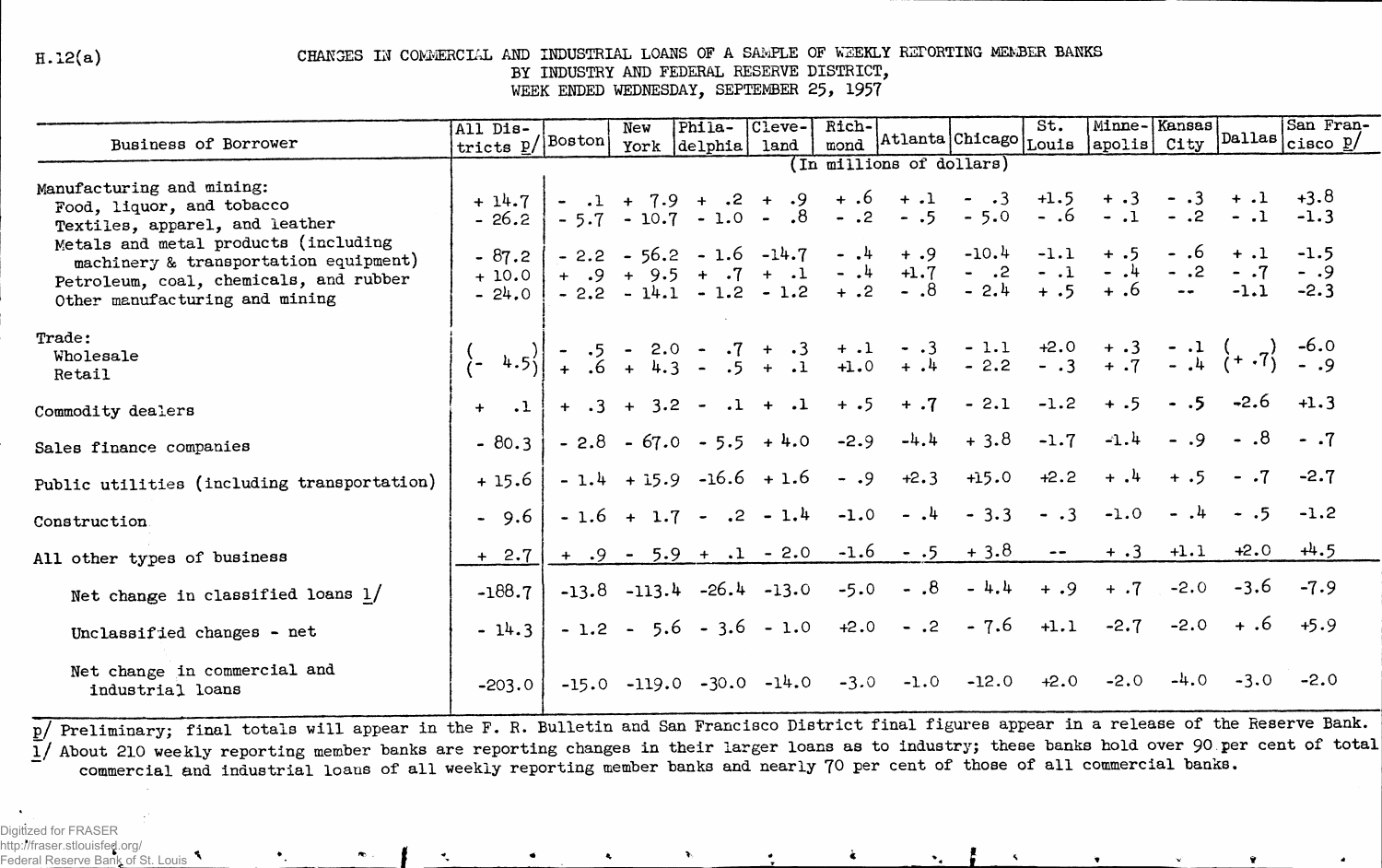H.12(a)

# CHANGES IN COMMERCIAL AND INDUSTRIAL LOANS OF A SAMPLE OF WEEKLY REPORTING MEMBER BANKS BY INDUSTRY AND FEDERAL RESERVE DISTRICT, WEEK ENDED WEDNESDAY, SEPTEMBER 25, 1957

| Business of Borrower | All Districts p/ | Boston | New York | Philadelphia | Cleveland | Richmond | Atlanta | Chicago | St. Louis | Minneapolis | Kansas City | Dallas | San Francisco p/ |
|---|---|---|---|---|---|---|---|---|---|---|---|---|---|
| | (In millions of dollars) | | | | | | | | | | | | |
| Manufacturing and mining: | | | | | | | | | | | | | |
| Food, liquor, and tobacco | + 14.7 | - .1 | + 7.9 | + .2 | + .9 | + .6 | + .1 | - .3 | +1.5 | + .3 | - .3 | + .1 | +3.8 |
| Textiles, apparel, and leather | - 26.2 | - 5.7 | - 10.7 | - 1.0 | - .8 | - .2 | - .5 | - 5.0 | - .6 | - .1 | - .2 | - .1 | -1.3 |
| Metals and metal products (including machinery & transportation equipment) | - 87.2 | - 2.2 | - 56.2 | - 1.6 | -14.7 | - .4 | + .9 | -10.4 | -1.1 | + .5 | - .6 | + .1 | -1.5 |
| Petroleum, coal, chemicals, and rubber | + 10.0 | + .9 | + 9.5 | + .7 | + .1 | - .4 | +1.7 | - .2 | - .1 | - .4 | - .2 | - .7 | - .9 |
| Other manufacturing and mining | - 24.0 | - 2.2 | - 14.1 | - 1.2 | - 1.2 | + .2 | - .8 | - 2.4 | + .5 | + .6 | -- | -1.1 | -2.3 |
| Trade: | | | | | | | | | | | | | |
| Wholesale | (- 4.5) | - .5 | - 2.0 | - .7 | + .3 | + .1 | - .3 | - 1.1 | +2.0 | + .3 | - .1 | (+ .7) | -6.0 |
| Retail | | + .6 | + 4.3 | - .5 | + .1 | +1.0 | + .4 | - 2.2 | - .3 | + .7 | - .4 | | - .9 |
| Commodity dealers | + .1 | + .3 | + 3.2 | - .1 | + .1 | + .5 | + .7 | - 2.1 | -1.2 | + .5 | - .5 | -2.6 | +1.3 |
| Sales finance companies | - 80.3 | - 2.8 | - 67.0 | - 5.5 | + 4.0 | -2.9 | -4.4 | + 3.8 | -1.7 | -1.4 | - .9 | - .8 | - .7 |
| Public utilities (including transportation) | + 15.6 | - 1.4 | + 15.9 | -16.6 | + 1.6 | - .9 | +2.3 | +15.0 | +2.2 | + .4 | + .5 | - .7 | -2.7 |
| Construction | - 9.6 | - 1.6 | + 1.7 | - .2 | - 1.4 | -1.0 | - .4 | - 3.3 | - .3 | -1.0 | - .4 | - .5 | -1.2 |
| All other types of business | + 2.7 | + .9 | - 5.9 | + .1 | - 2.0 | -1.6 | - .5 | + 3.8 | -- | + .3 | +1.1 | +2.0 | +4.5 |
| Net change in classified loans 1/ | -188.7 | -13.8 | -113.4 | -26.4 | -13.0 | -5.0 | - .8 | - 4.4 | + .9 | + .7 | -2.0 | -3.6 | -7.9 |
| Unclassified changes - net | - 14.3 | - 1.2 | - 5.6 | - 3.6 | - 1.0 | +2.0 | - .2 | - 7.6 | +1.1 | -2.7 | -2.0 | + .6 | +5.9 |
| Net change in commercial and industrial loans | -203.0 | -15.0 | -119.0 | -30.0 | -14.0 | -3.0 | -1.0 | -12.0 | +2.0 | -2.0 | -4.0 | -3.0 | -2.0 |

p/ Preliminary; final totals will appear in the F. R. Bulletin and San Francisco District final figures appear in a release of the Reserve Bank.

1/ About 210 weekly reporting member banks are reporting changes in their larger loans as to industry; these banks hold over 90 per cent of total commercial and industrial loans of all weekly reporting member banks and nearly 70 per cent of those of all commercial banks.